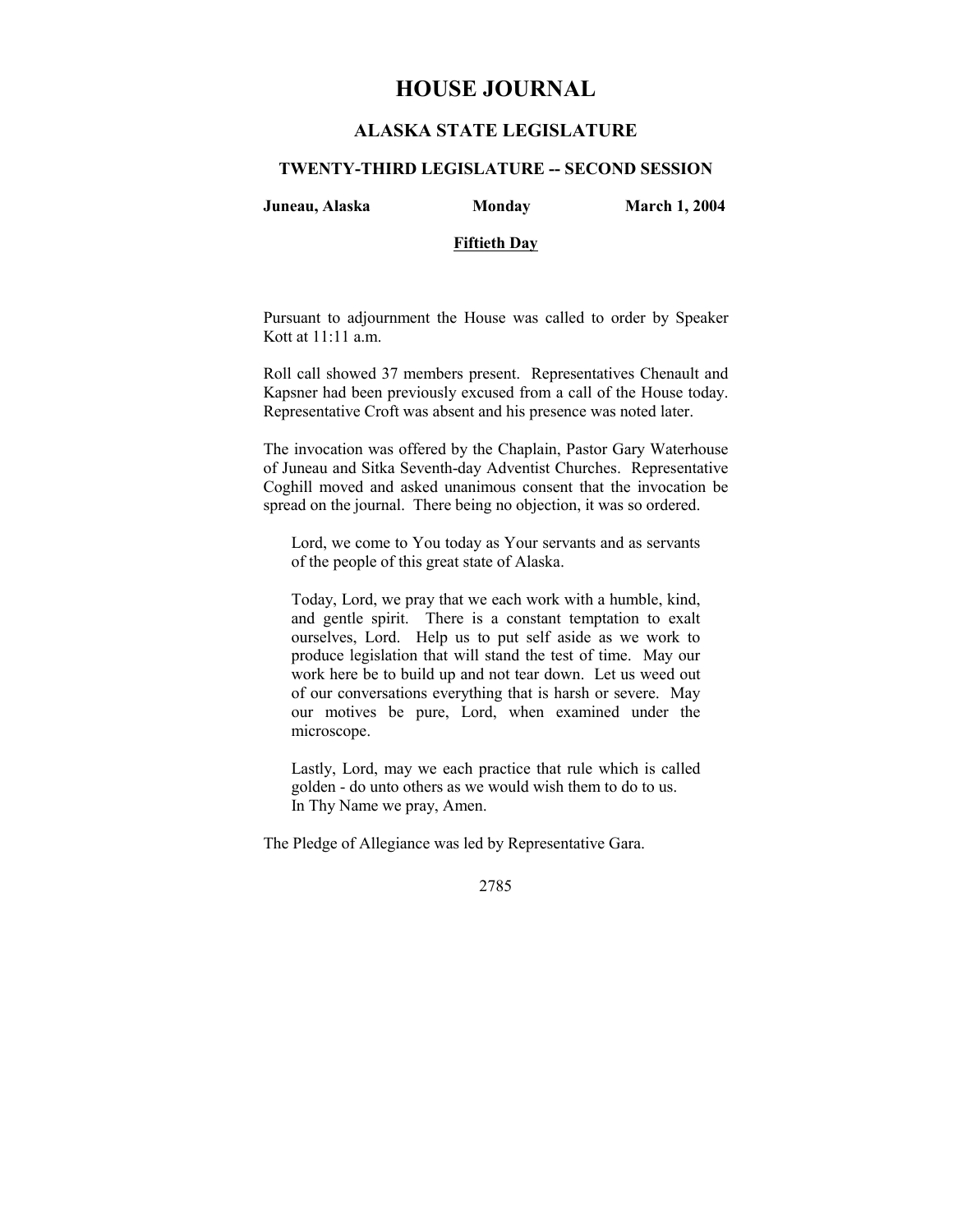# HOUSE JOURNAL

## ALASKA STATE LEGISLATURE

### TWENTY-THIRD LEGISLATURE -- SECOND SESSION

**Juneau, Alaska** **Monday** **March 1, 2004**

**Fiftieth Day**

Pursuant to adjournment the House was called to order by Speaker Kott at 11:11 a.m.

Roll call showed 37 members present. Representatives Chenault and Kapsner had been previously excused from a call of the House today. Representative Croft was absent and his presence was noted later.

The invocation was offered by the Chaplain, Pastor Gary Waterhouse of Juneau and Sitka Seventh-day Adventist Churches. Representative Coghill moved and asked unanimous consent that the invocation be spread on the journal. There being no objection, it was so ordered.

> Lord, we come to You today as Your servants and as servants of the people of this great state of Alaska.
>
> Today, Lord, we pray that we each work with a humble, kind, and gentle spirit. There is a constant temptation to exalt ourselves, Lord. Help us to put self aside as we work to produce legislation that will stand the test of time. May our work here be to build up and not tear down. Let us weed out of our conversations everything that is harsh or severe. May our motives be pure, Lord, when examined under the microscope.
>
> Lastly, Lord, may we each practice that rule which is called golden - do unto others as we would wish them to do to us.
> In Thy Name we pray, Amen.

The Pledge of Allegiance was led by Representative Gara.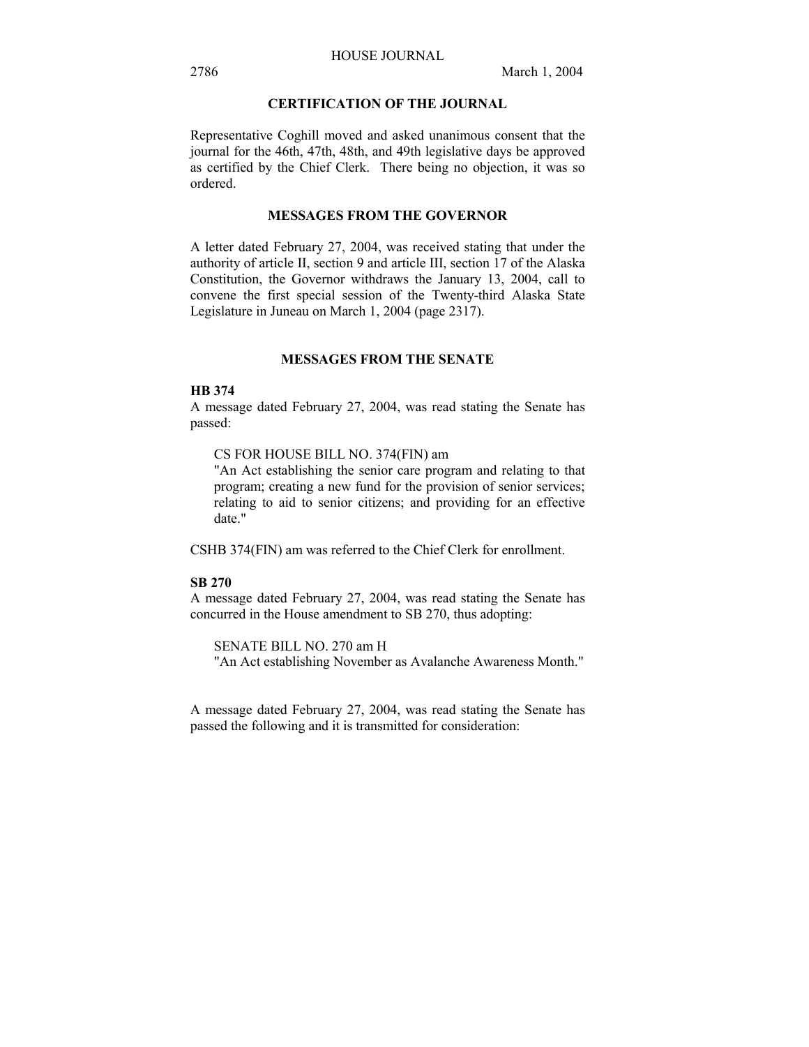## CERTIFICATION OF THE JOURNAL

Representative Coghill moved and asked unanimous consent that the journal for the 46th, 47th, 48th, and 49th legislative days be approved as certified by the Chief Clerk. There being no objection, it was so ordered.

## MESSAGES FROM THE GOVERNOR

A letter dated February 27, 2004, was received stating that under the authority of article II, section 9 and article III, section 17 of the Alaska Constitution, the Governor withdraws the January 13, 2004, call to convene the first special session of the Twenty-third Alaska State Legislature in Juneau on March 1, 2004 (page 2317).

## MESSAGES FROM THE SENATE

**HB 374**

A message dated February 27, 2004, was read stating the Senate has passed:

> CS FOR HOUSE BILL NO. 374(FIN) am
> "An Act establishing the senior care program and relating to that program; creating a new fund for the provision of senior services; relating to aid to senior citizens; and providing for an effective date."

CSHB 374(FIN) am was referred to the Chief Clerk for enrollment.

**SB 270**

A message dated February 27, 2004, was read stating the Senate has concurred in the House amendment to SB 270, thus adopting:

> SENATE BILL NO. 270 am H
> "An Act establishing November as Avalanche Awareness Month."

A message dated February 27, 2004, was read stating the Senate has passed the following and it is transmitted for consideration: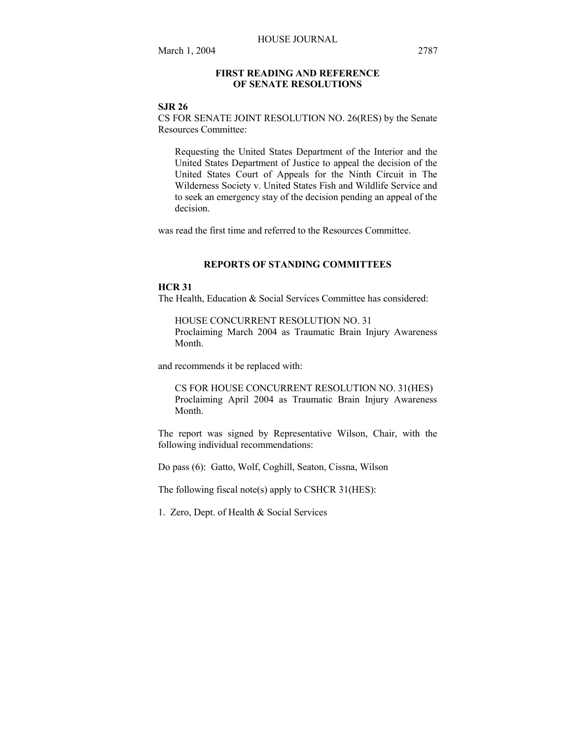## FIRST READING AND REFERENCE OF SENATE RESOLUTIONS

**SJR 26**

CS FOR SENATE JOINT RESOLUTION NO. 26(RES) by the Senate Resources Committee:

> Requesting the United States Department of the Interior and the United States Department of Justice to appeal the decision of the United States Court of Appeals for the Ninth Circuit in The Wilderness Society v. United States Fish and Wildlife Service and to seek an emergency stay of the decision pending an appeal of the decision.

was read the first time and referred to the Resources Committee.

## REPORTS OF STANDING COMMITTEES

**HCR 31**

The Health, Education & Social Services Committee has considered:

> HOUSE CONCURRENT RESOLUTION NO. 31
> Proclaiming March 2004 as Traumatic Brain Injury Awareness Month.

and recommends it be replaced with:

> CS FOR HOUSE CONCURRENT RESOLUTION NO. 31(HES)
> Proclaiming April 2004 as Traumatic Brain Injury Awareness Month.

The report was signed by Representative Wilson, Chair, with the following individual recommendations:

Do pass (6): Gatto, Wolf, Coghill, Seaton, Cissna, Wilson

The following fiscal note(s) apply to CSHCR 31(HES):

1. Zero, Dept. of Health & Social Services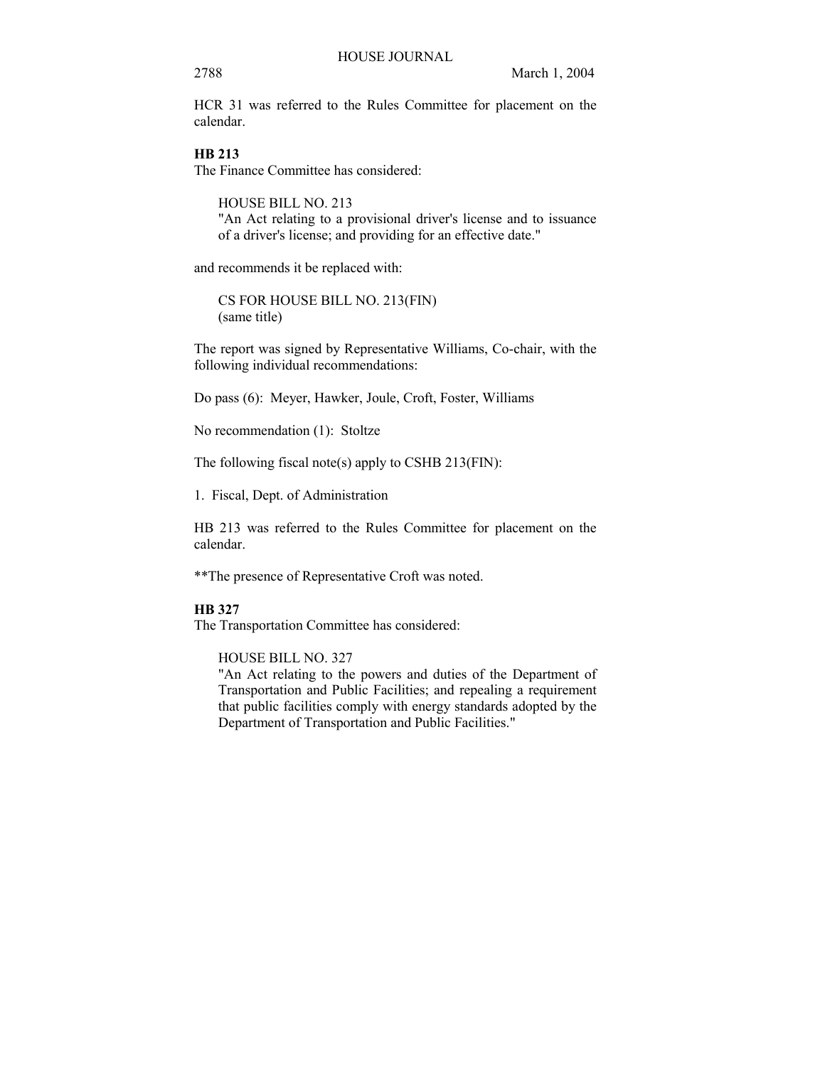HCR 31 was referred to the Rules Committee for placement on the calendar.

**HB 213**

The Finance Committee has considered:

HOUSE BILL NO. 213
"An Act relating to a provisional driver's license and to issuance of a driver's license; and providing for an effective date."

and recommends it be replaced with:

CS FOR HOUSE BILL NO. 213(FIN)
(same title)

The report was signed by Representative Williams, Co-chair, with the following individual recommendations:

Do pass (6): Meyer, Hawker, Joule, Croft, Foster, Williams

No recommendation (1): Stoltze

The following fiscal note(s) apply to CSHB 213(FIN):

1. Fiscal, Dept. of Administration

HB 213 was referred to the Rules Committee for placement on the calendar.

**The presence of Representative Croft was noted.

**HB 327**

The Transportation Committee has considered:

HOUSE BILL NO. 327
"An Act relating to the powers and duties of the Department of Transportation and Public Facilities; and repealing a requirement that public facilities comply with energy standards adopted by the Department of Transportation and Public Facilities."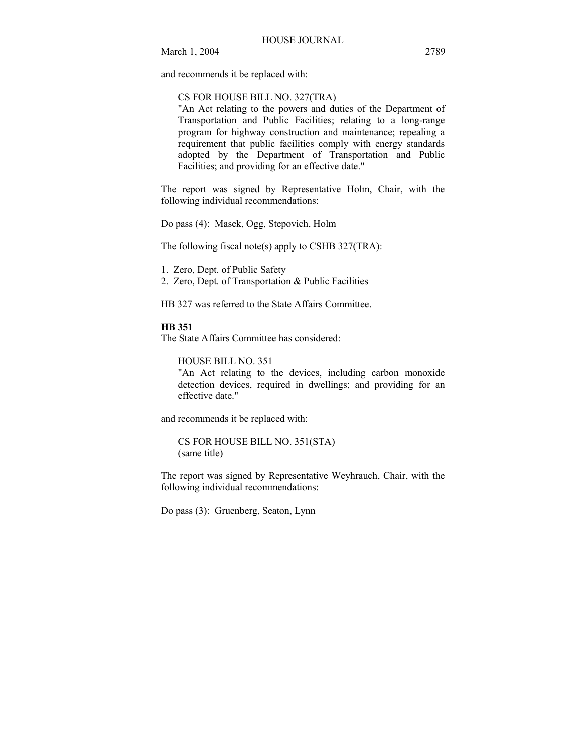and recommends it be replaced with:

> CS FOR HOUSE BILL NO. 327(TRA)
> "An Act relating to the powers and duties of the Department of Transportation and Public Facilities; relating to a long-range program for highway construction and maintenance; repealing a requirement that public facilities comply with energy standards adopted by the Department of Transportation and Public Facilities; and providing for an effective date."

The report was signed by Representative Holm, Chair, with the following individual recommendations:

Do pass (4): Masek, Ogg, Stepovich, Holm

The following fiscal note(s) apply to CSHB 327(TRA):

1. Zero, Dept. of Public Safety
2. Zero, Dept. of Transportation & Public Facilities

HB 327 was referred to the State Affairs Committee.

**HB 351**

The State Affairs Committee has considered:

> HOUSE BILL NO. 351
> "An Act relating to the devices, including carbon monoxide detection devices, required in dwellings; and providing for an effective date."

and recommends it be replaced with:

> CS FOR HOUSE BILL NO. 351(STA)
> (same title)

The report was signed by Representative Weyhrauch, Chair, with the following individual recommendations:

Do pass (3): Gruenberg, Seaton, Lynn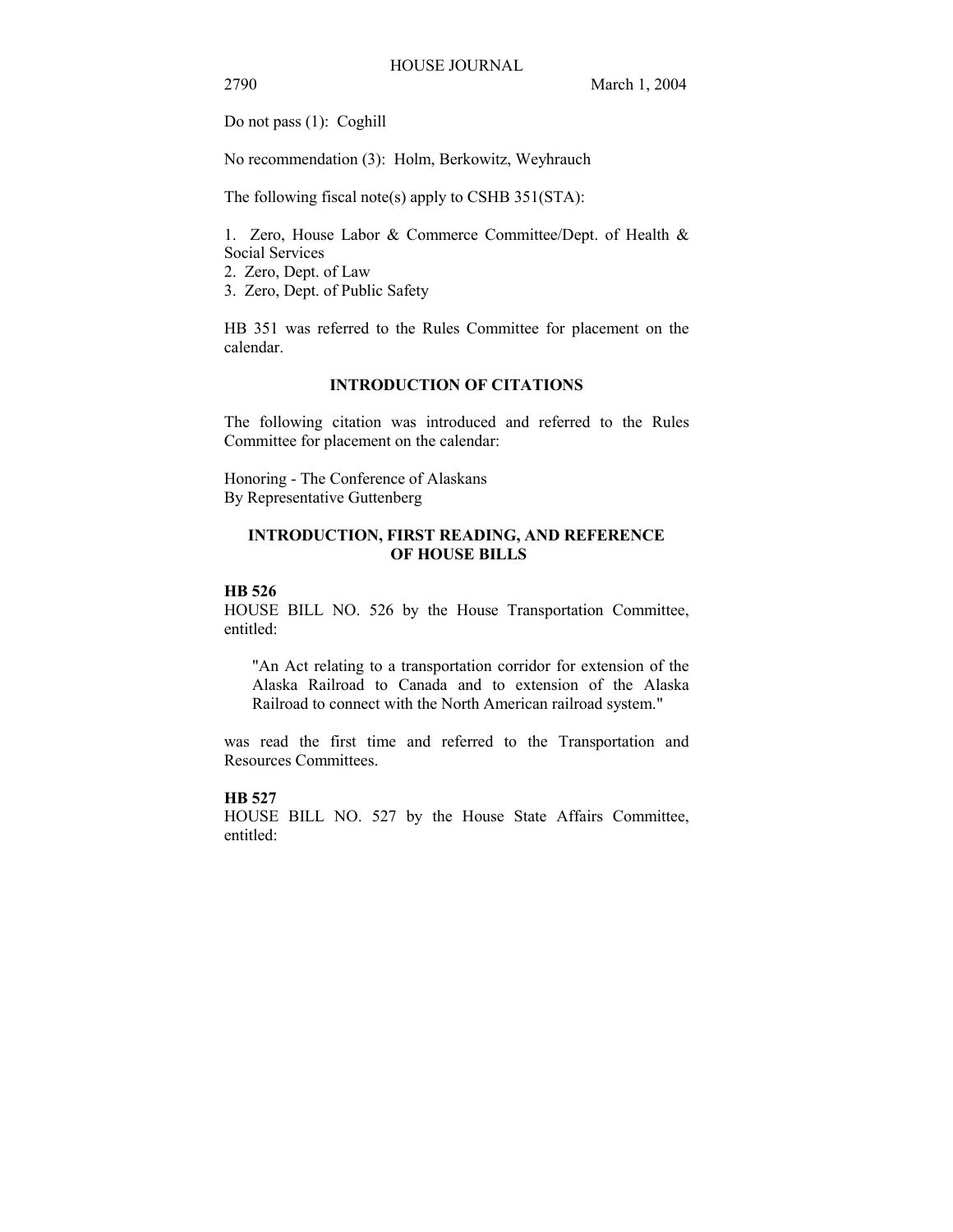Do not pass (1): Coghill

No recommendation (3): Holm, Berkowitz, Weyhrauch

The following fiscal note(s) apply to CSHB 351(STA):

1. Zero, House Labor & Commerce Committee/Dept. of Health & Social Services
2. Zero, Dept. of Law
3. Zero, Dept. of Public Safety

HB 351 was referred to the Rules Committee for placement on the calendar.

## INTRODUCTION OF CITATIONS

The following citation was introduced and referred to the Rules Committee for placement on the calendar:

Honoring - The Conference of Alaskans
By Representative Guttenberg

## INTRODUCTION, FIRST READING, AND REFERENCE OF HOUSE BILLS

**HB 526**

HOUSE BILL NO. 526 by the House Transportation Committee, entitled:

> "An Act relating to a transportation corridor for extension of the Alaska Railroad to Canada and to extension of the Alaska Railroad to connect with the North American railroad system."

was read the first time and referred to the Transportation and Resources Committees.

**HB 527**

HOUSE BILL NO. 527 by the House State Affairs Committee, entitled: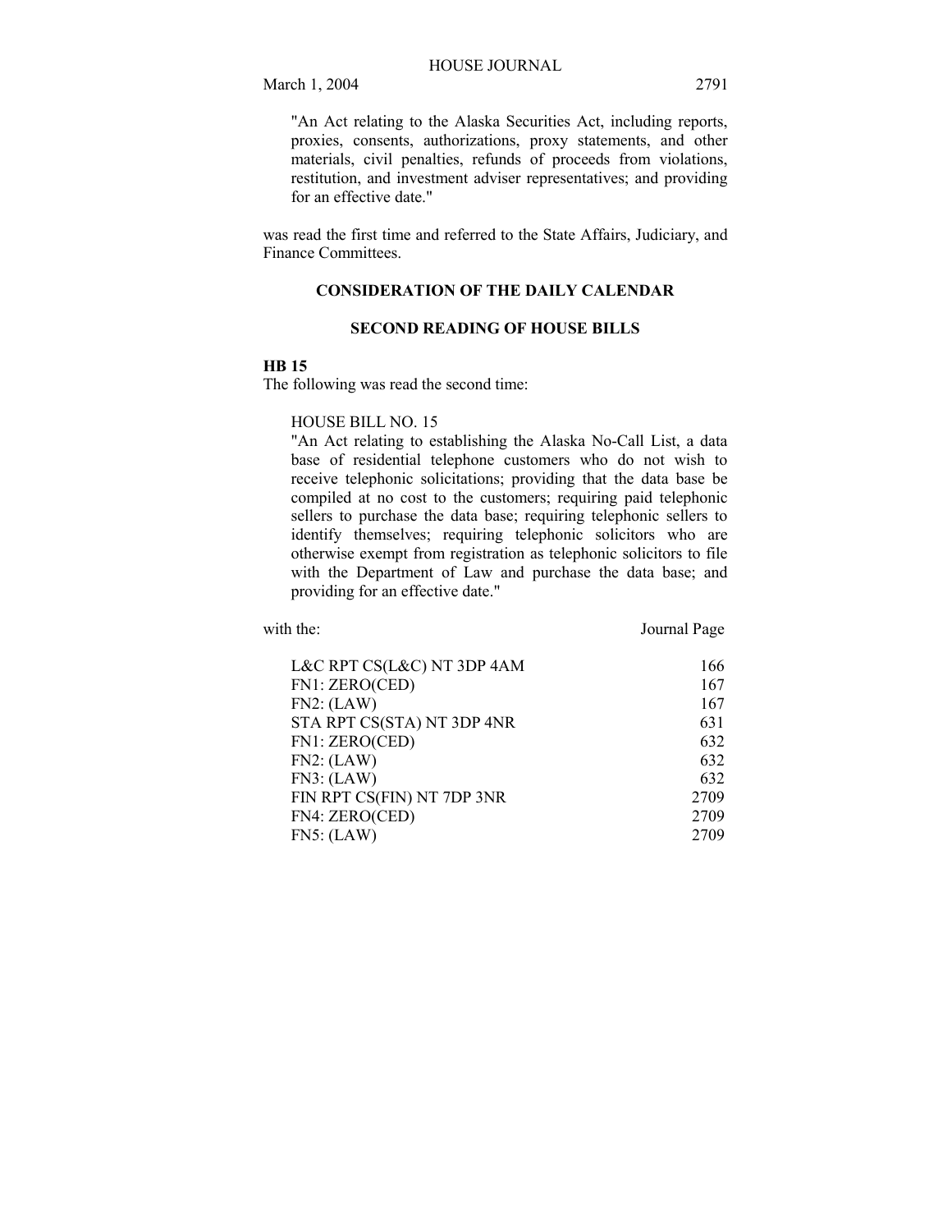"An Act relating to the Alaska Securities Act, including reports, proxies, consents, authorizations, proxy statements, and other materials, civil penalties, refunds of proceeds from violations, restitution, and investment adviser representatives; and providing for an effective date."

was read the first time and referred to the State Affairs, Judiciary, and Finance Committees.

## CONSIDERATION OF THE DAILY CALENDAR

### SECOND READING OF HOUSE BILLS

**HB 15**

The following was read the second time:

HOUSE BILL NO. 15
"An Act relating to establishing the Alaska No-Call List, a data base of residential telephone customers who do not wish to receive telephonic solicitations; providing that the data base be compiled at no cost to the customers; requiring paid telephonic sellers to purchase the data base; requiring telephonic sellers to identify themselves; requiring telephonic solicitors who are otherwise exempt from registration as telephonic solicitors to file with the Department of Law and purchase the data base; and providing for an effective date."

| with the: | Journal Page |
|---|---|
| L&C RPT CS(L&C) NT 3DP 4AM | 166 |
| FN1: ZERO(CED) | 167 |
| FN2: (LAW) | 167 |
| STA RPT CS(STA) NT 3DP 4NR | 631 |
| FN1: ZERO(CED) | 632 |
| FN2: (LAW) | 632 |
| FN3: (LAW) | 632 |
| FIN RPT CS(FIN) NT 7DP 3NR | 2709 |
| FN4: ZERO(CED) | 2709 |
| FN5: (LAW) | 2709 |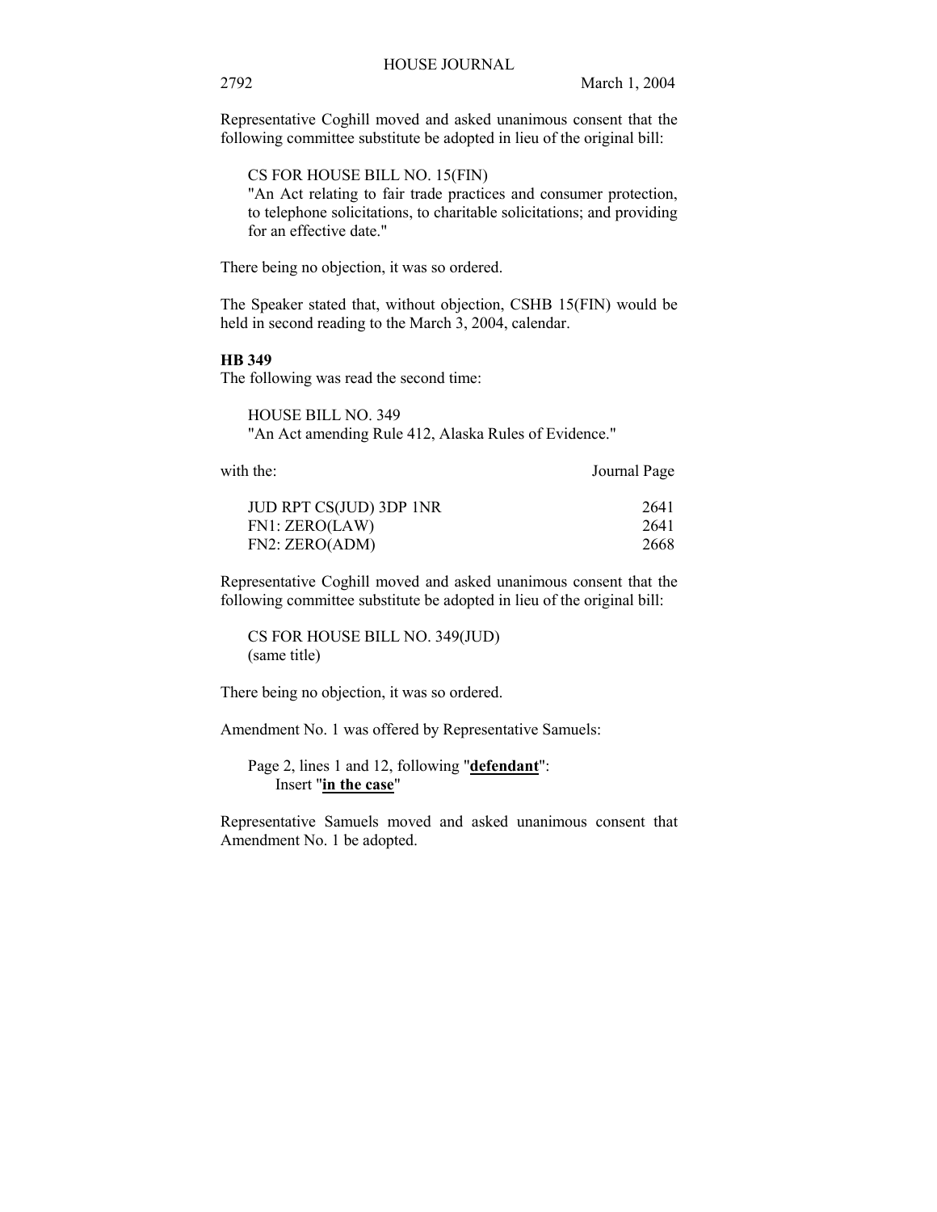Representative Coghill moved and asked unanimous consent that the following committee substitute be adopted in lieu of the original bill:

CS FOR HOUSE BILL NO. 15(FIN)
"An Act relating to fair trade practices and consumer protection, to telephone solicitations, to charitable solicitations; and providing for an effective date."

There being no objection, it was so ordered.

The Speaker stated that, without objection, CSHB 15(FIN) would be held in second reading to the March 3, 2004, calendar.

**HB 349**

The following was read the second time:

HOUSE BILL NO. 349
"An Act amending Rule 412, Alaska Rules of Evidence."

| with the: | Journal Page |
| --- | --- |
| JUD RPT CS(JUD) 3DP 1NR | 2641 |
| FN1: ZERO(LAW) | 2641 |
| FN2: ZERO(ADM) | 2668 |

Representative Coghill moved and asked unanimous consent that the following committee substitute be adopted in lieu of the original bill:

CS FOR HOUSE BILL NO. 349(JUD)
(same title)

There being no objection, it was so ordered.

Amendment No. 1 was offered by Representative Samuels:

Page 2, lines 1 and 12, following "**defendant**":
Insert "**in the case**"

Representative Samuels moved and asked unanimous consent that Amendment No. 1 be adopted.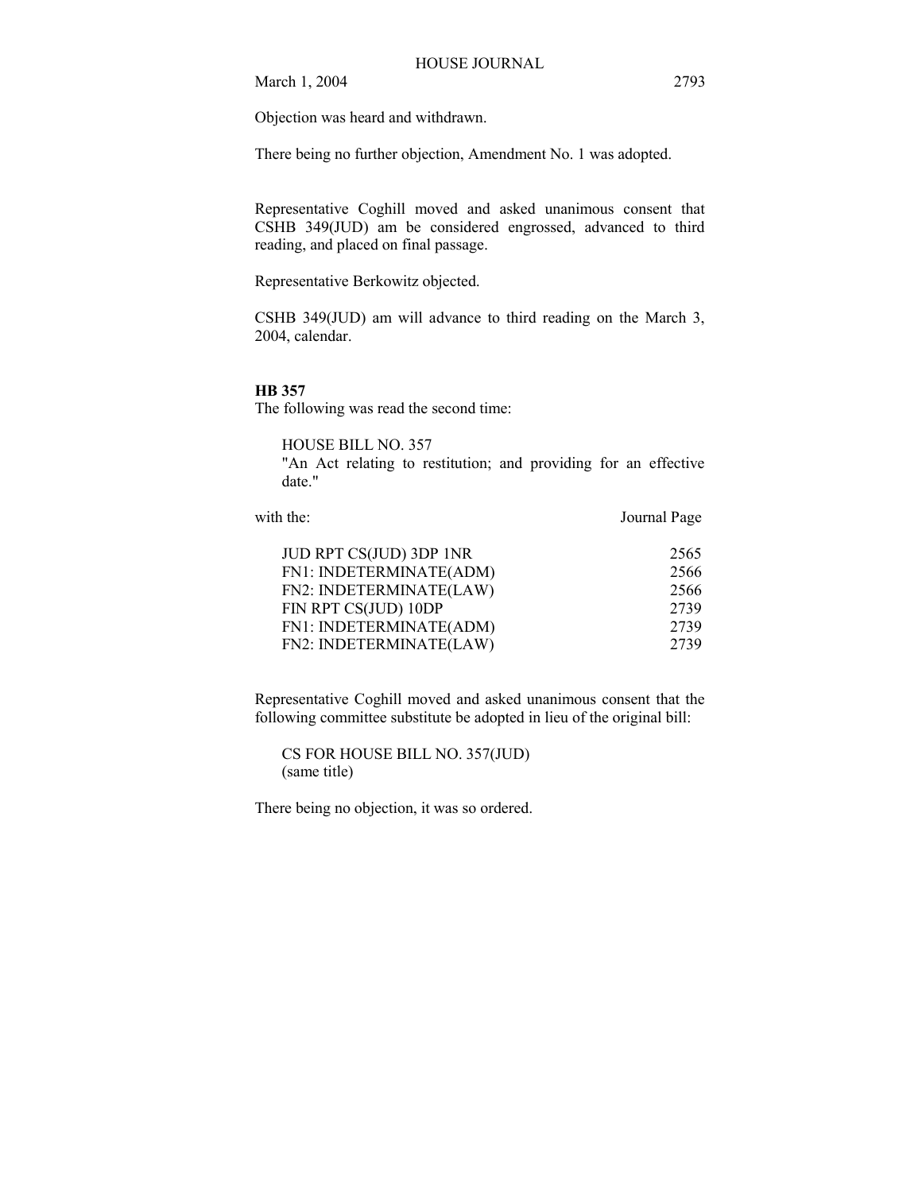Objection was heard and withdrawn.

There being no further objection, Amendment No. 1 was adopted.

Representative Coghill moved and asked unanimous consent that CSHB 349(JUD) am be considered engrossed, advanced to third reading, and placed on final passage.

Representative Berkowitz objected.

CSHB 349(JUD) am will advance to third reading on the March 3, 2004, calendar.

**HB 357**
The following was read the second time:

HOUSE BILL NO. 357
"An Act relating to restitution; and providing for an effective date."

| with the: | Journal Page |
|---|---|
| JUD RPT CS(JUD) 3DP 1NR | 2565 |
| FN1: INDETERMINATE(ADM) | 2566 |
| FN2: INDETERMINATE(LAW) | 2566 |
| FIN RPT CS(JUD) 10DP | 2739 |
| FN1: INDETERMINATE(ADM) | 2739 |
| FN2: INDETERMINATE(LAW) | 2739 |

Representative Coghill moved and asked unanimous consent that the following committee substitute be adopted in lieu of the original bill:

CS FOR HOUSE BILL NO. 357(JUD)
(same title)

There being no objection, it was so ordered.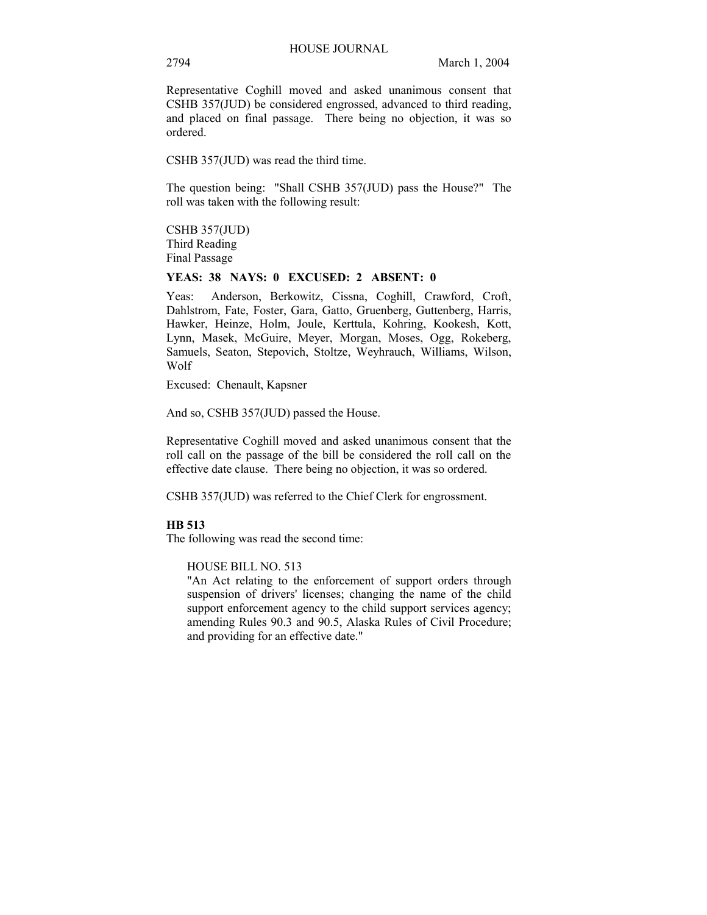Representative Coghill moved and asked unanimous consent that CSHB 357(JUD) be considered engrossed, advanced to third reading, and placed on final passage. There being no objection, it was so ordered.

CSHB 357(JUD) was read the third time.

The question being: "Shall CSHB 357(JUD) pass the House?" The roll was taken with the following result:

CSHB 357(JUD)
Third Reading
Final Passage

**YEAS: 38 NAYS: 0 EXCUSED: 2 ABSENT: 0**

Yeas: Anderson, Berkowitz, Cissna, Coghill, Crawford, Croft, Dahlstrom, Fate, Foster, Gara, Gatto, Gruenberg, Guttenberg, Harris, Hawker, Heinze, Holm, Joule, Kerttula, Kohring, Kookesh, Kott, Lynn, Masek, McGuire, Meyer, Morgan, Moses, Ogg, Rokeberg, Samuels, Seaton, Stepovich, Stoltze, Weyhrauch, Williams, Wilson, Wolf

Excused: Chenault, Kapsner

And so, CSHB 357(JUD) passed the House.

Representative Coghill moved and asked unanimous consent that the roll call on the passage of the bill be considered the roll call on the effective date clause. There being no objection, it was so ordered.

CSHB 357(JUD) was referred to the Chief Clerk for engrossment.

**HB 513**

The following was read the second time:

HOUSE BILL NO. 513
"An Act relating to the enforcement of support orders through suspension of drivers' licenses; changing the name of the child support enforcement agency to the child support services agency; amending Rules 90.3 and 90.5, Alaska Rules of Civil Procedure; and providing for an effective date."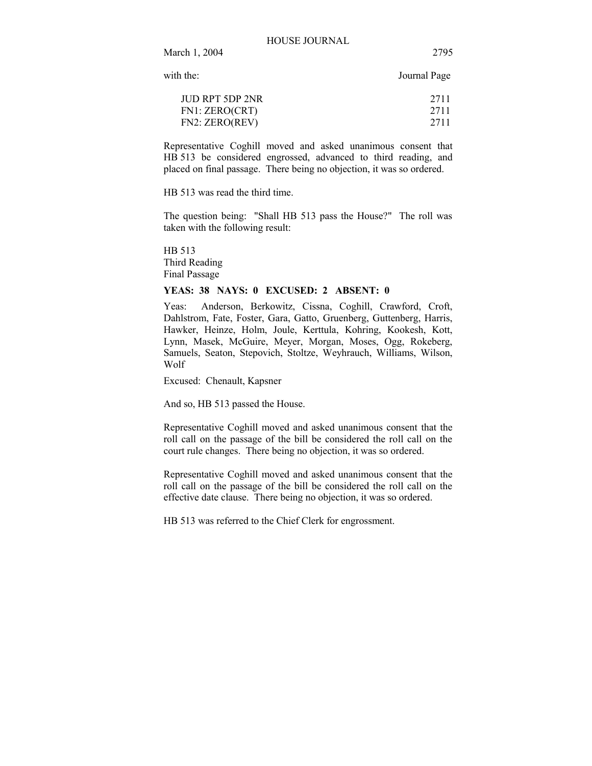with the: Journal Page

| | |
|---|---|
| JUD RPT 5DP 2NR | 2711 |
| FN1: ZERO(CRT) | 2711 |
| FN2: ZERO(REV) | 2711 |

Representative Coghill moved and asked unanimous consent that HB 513 be considered engrossed, advanced to third reading, and placed on final passage. There being no objection, it was so ordered.

HB 513 was read the third time.

The question being: "Shall HB 513 pass the House?" The roll was taken with the following result:

HB 513
Third Reading
Final Passage

**YEAS: 38 NAYS: 0 EXCUSED: 2 ABSENT: 0**

Yeas: Anderson, Berkowitz, Cissna, Coghill, Crawford, Croft, Dahlstrom, Fate, Foster, Gara, Gatto, Gruenberg, Guttenberg, Harris, Hawker, Heinze, Holm, Joule, Kerttula, Kohring, Kookesh, Kott, Lynn, Masek, McGuire, Meyer, Morgan, Moses, Ogg, Rokeberg, Samuels, Seaton, Stepovich, Stoltze, Weyhrauch, Williams, Wilson, Wolf

Excused: Chenault, Kapsner

And so, HB 513 passed the House.

Representative Coghill moved and asked unanimous consent that the roll call on the passage of the bill be considered the roll call on the court rule changes. There being no objection, it was so ordered.

Representative Coghill moved and asked unanimous consent that the roll call on the passage of the bill be considered the roll call on the effective date clause. There being no objection, it was so ordered.

HB 513 was referred to the Chief Clerk for engrossment.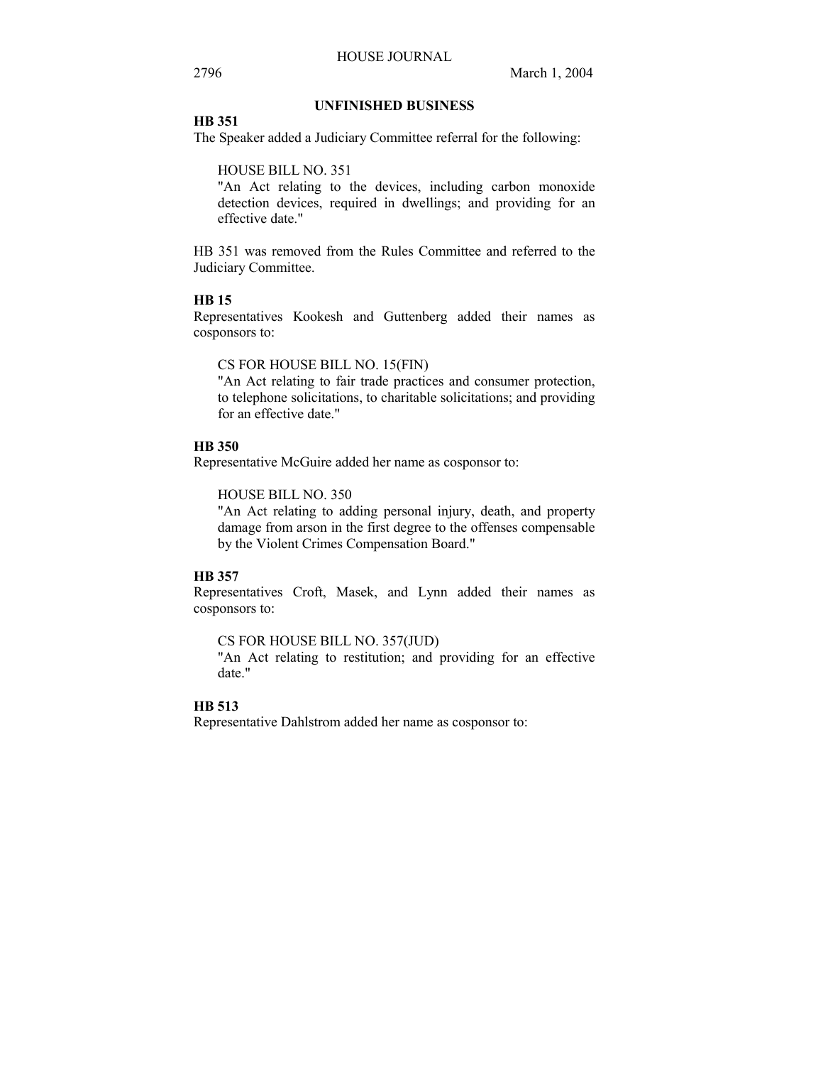## UNFINISHED BUSINESS

**HB 351**

The Speaker added a Judiciary Committee referral for the following:

HOUSE BILL NO. 351
"An Act relating to the devices, including carbon monoxide detection devices, required in dwellings; and providing for an effective date."

HB 351 was removed from the Rules Committee and referred to the Judiciary Committee.

**HB 15**

Representatives Kookesh and Guttenberg added their names as cosponsors to:

CS FOR HOUSE BILL NO. 15(FIN)
"An Act relating to fair trade practices and consumer protection, to telephone solicitations, to charitable solicitations; and providing for an effective date."

**HB 350**

Representative McGuire added her name as cosponsor to:

HOUSE BILL NO. 350
"An Act relating to adding personal injury, death, and property damage from arson in the first degree to the offenses compensable by the Violent Crimes Compensation Board."

**HB 357**

Representatives Croft, Masek, and Lynn added their names as cosponsors to:

CS FOR HOUSE BILL NO. 357(JUD)
"An Act relating to restitution; and providing for an effective date."

**HB 513**

Representative Dahlstrom added her name as cosponsor to: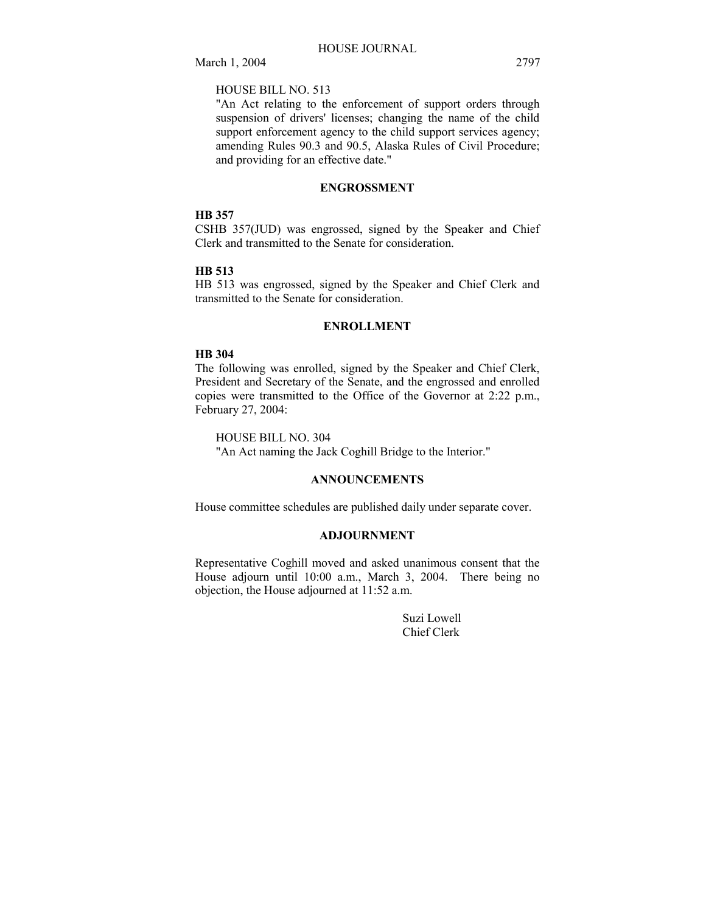HOUSE BILL NO. 513

"An Act relating to the enforcement of support orders through suspension of drivers' licenses; changing the name of the child support enforcement agency to the child support services agency; amending Rules 90.3 and 90.5, Alaska Rules of Civil Procedure; and providing for an effective date."

## ENGROSSMENT

**HB 357**

CSHB 357(JUD) was engrossed, signed by the Speaker and Chief Clerk and transmitted to the Senate for consideration.

**HB 513**

HB 513 was engrossed, signed by the Speaker and Chief Clerk and transmitted to the Senate for consideration.

## ENROLLMENT

**HB 304**

The following was enrolled, signed by the Speaker and Chief Clerk, President and Secretary of the Senate, and the engrossed and enrolled copies were transmitted to the Office of the Governor at 2:22 p.m., February 27, 2004:

HOUSE BILL NO. 304

"An Act naming the Jack Coghill Bridge to the Interior."

## ANNOUNCEMENTS

House committee schedules are published daily under separate cover.

## ADJOURNMENT

Representative Coghill moved and asked unanimous consent that the House adjourn until 10:00 a.m., March 3, 2004. There being no objection, the House adjourned at 11:52 a.m.

Suzi Lowell
Chief Clerk